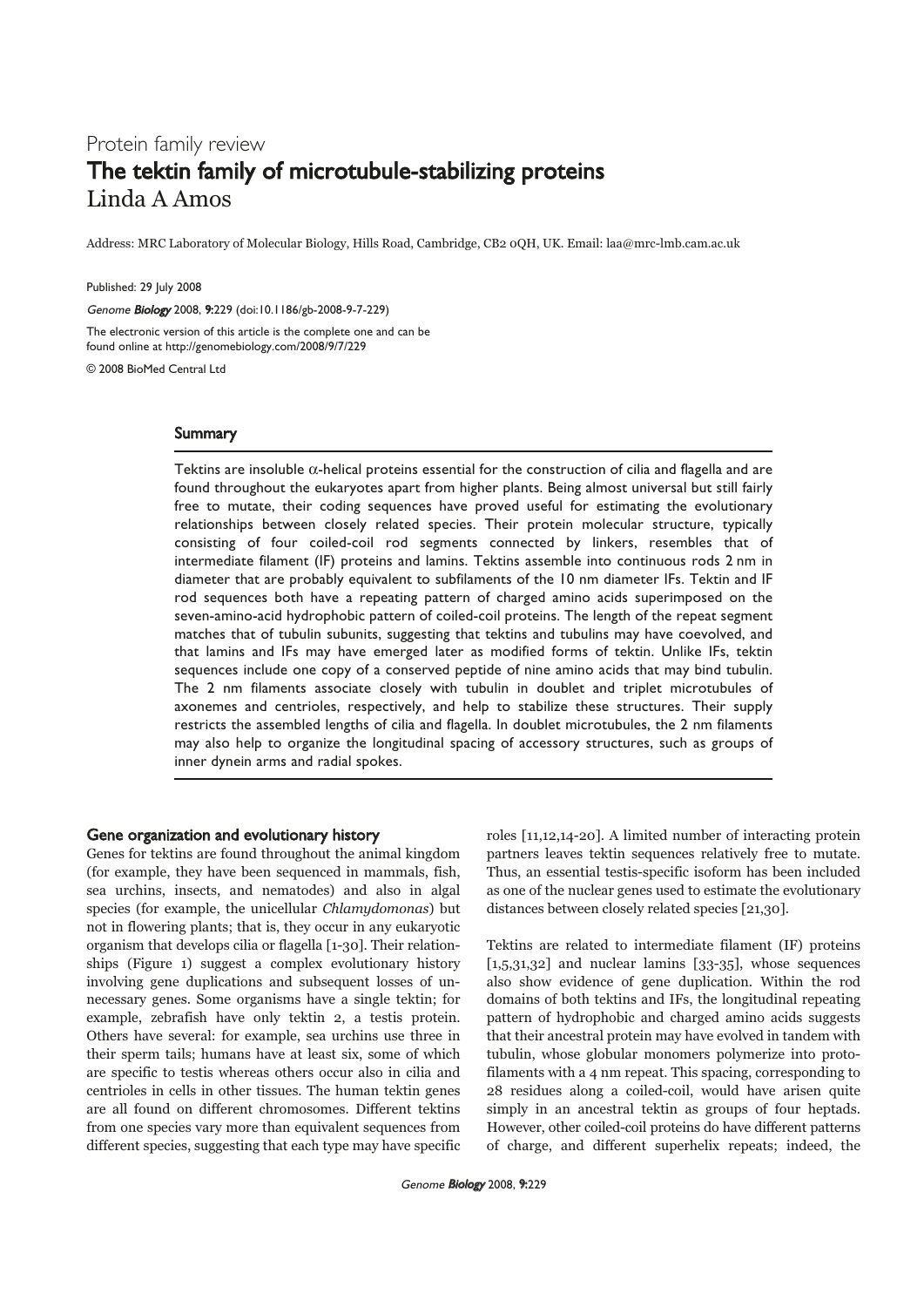Protein family review

# The tektin family of microtubule-stabilizing proteins

Linda A Amos

Address: MRC Laboratory of Molecular Biology, Hills Road, Cambridge, CB2 0QH, UK. Email: laa@mrc-lmb.cam.ac.uk

Published: 29 July 2008

*Genome Biology* 2008, **9:**229 (doi:10.1186/gb-2008-9-7-229)

The electronic version of this article is the complete one and can be found online at http://genomebiology.com/2008/9/7/229

© 2008 BioMed Central Ltd

## Summary

Tektins are insoluble α-helical proteins essential for the construction of cilia and flagella and are found throughout the eukaryotes apart from higher plants. Being almost universal but still fairly free to mutate, their coding sequences have proved useful for estimating the evolutionary relationships between closely related species. Their protein molecular structure, typically consisting of four coiled-coil rod segments connected by linkers, resembles that of intermediate filament (IF) proteins and lamins. Tektins assemble into continuous rods 2 nm in diameter that are probably equivalent to subfilaments of the 10 nm diameter IFs. Tektin and IF rod sequences both have a repeating pattern of charged amino acids superimposed on the seven-amino-acid hydrophobic pattern of coiled-coil proteins. The length of the repeat segment matches that of tubulin subunits, suggesting that tektins and tubulins may have coevolved, and that lamins and IFs may have emerged later as modified forms of tektin. Unlike IFs, tektin sequences include one copy of a conserved peptide of nine amino acids that may bind tubulin. The 2 nm filaments associate closely with tubulin in doublet and triplet microtubules of axonemes and centrioles, respectively, and help to stabilize these structures. Their supply restricts the assembled lengths of cilia and flagella. In doublet microtubules, the 2 nm filaments may also help to organize the longitudinal spacing of accessory structures, such as groups of inner dynein arms and radial spokes.

## Gene organization and evolutionary history

Genes for tektins are found throughout the animal kingdom (for example, they have been sequenced in mammals, fish, sea urchins, insects, and nematodes) and also in algal species (for example, the unicellular *Chlamydomonas*) but not in flowering plants; that is, they occur in any eukaryotic organism that develops cilia or flagella [1-30]. Their relationships (Figure 1) suggest a complex evolutionary history involving gene duplications and subsequent losses of unnecessary genes. Some organisms have a single tektin; for example, zebrafish have only tektin 2, a testis protein. Others have several: for example, sea urchins use three in their sperm tails; humans have at least six, some of which are specific to testis whereas others occur also in cilia and centrioles in cells in other tissues. The human tektin genes are all found on different chromosomes. Different tektins from one species vary more than equivalent sequences from different species, suggesting that each type may have specific roles [11,12,14-20]. A limited number of interacting protein partners leaves tektin sequences relatively free to mutate. Thus, an essential testis-specific isoform has been included as one of the nuclear genes used to estimate the evolutionary distances between closely related species [21,30].

Tektins are related to intermediate filament (IF) proteins [1,5,31,32] and nuclear lamins [33-35], whose sequences also show evidence of gene duplication. Within the rod domains of both tektins and IFs, the longitudinal repeating pattern of hydrophobic and charged amino acids suggests that their ancestral protein may have evolved in tandem with tubulin, whose globular monomers polymerize into protofilaments with a 4 nm repeat. This spacing, corresponding to 28 residues along a coiled-coil, would have arisen quite simply in an ancestral tektin as groups of four heptads. However, other coiled-coil proteins do have different patterns of charge, and different superhelix repeats; indeed, the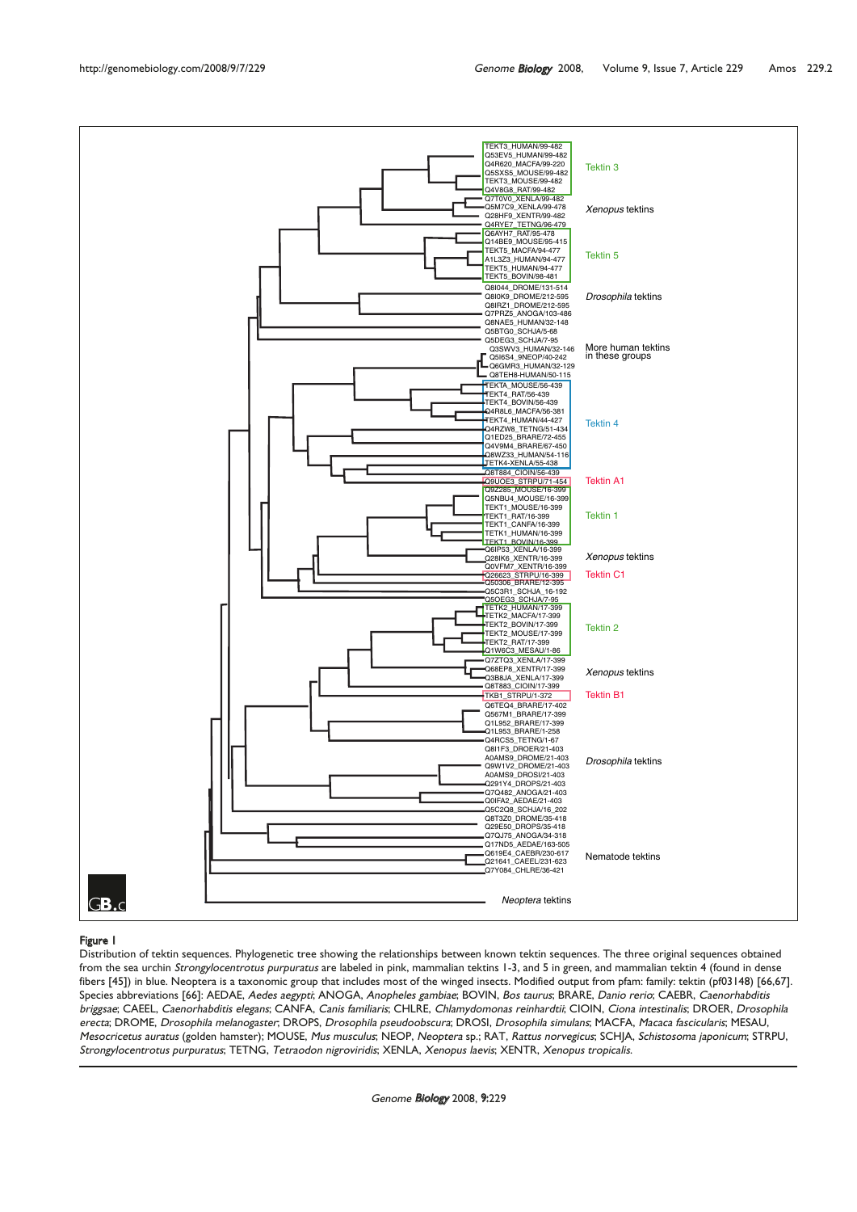**Figure 1**

Distribution of tektin sequences. Phylogenetic tree showing the relationships between known tektin sequences. The three original sequences obtained from the sea urchin *Strongylocentrotus purpuratus* are labeled in pink, mammalian tektins 1-3, and 5 in green, and mammalian tektin 4 (found in dense fibers [45]) in blue. Neoptera is a taxonomic group that includes most of the winged insects. Modified output from pfam: family: tektin (pf03148) [66,67]. Species abbreviations [66]: AEDAE, *Aedes aegypti*; ANOGA, *Anopheles gambiae*; BOVIN, *Bos taurus*; BRARE, *Danio rerio*; CAEBR, *Caenorhabditis briggsae*; CAEEL, *Caenorhabditis elegans*; CANFA, *Canis familiaris*; CHLRE, *Chlamydomonas reinhardtii*; CIOIN, *Ciona intestinalis*; DROER, *Drosophila erecta*; DROME, *Drosophila melanogaster*; DROPS, *Drosophila pseudoobscura*; DROSI, *Drosophila simulans*; MACFA, *Macaca fascicularis*; MESAU, *Mesocricetus auratus* (golden hamster); MOUSE, *Mus musculus*; NEOP, *Neoptera* sp.; RAT, *Rattus norvegicus*; SCHJA, *Schistosoma japonicum*; STRPU, *Strongylocentrotus purpuratus*; TETNG, *Tetraodon nigroviridis*; XENLA, *Xenopus laevis*; XENTR, *Xenopus tropicalis*.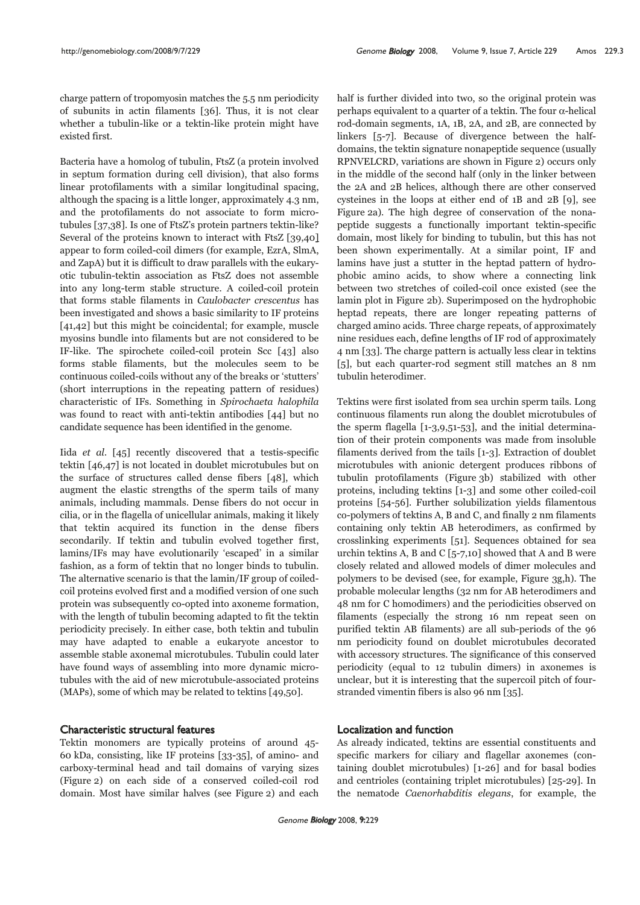charge pattern of tropomyosin matches the 5.5 nm periodicity of subunits in actin filaments [36]. Thus, it is not clear whether a tubulin-like or a tektin-like protein might have existed first.

Bacteria have a homolog of tubulin, FtsZ (a protein involved in septum formation during cell division), that also forms linear protofilaments with a similar longitudinal spacing, although the spacing is a little longer, approximately 4.3 nm, and the protofilaments do not associate to form microtubules [37,38]. Is one of FtsZ's protein partners tektin-like? Several of the proteins known to interact with FtsZ [39,40] appear to form coiled-coil dimers (for example, EzrA, SlmA, and ZapA) but it is difficult to draw parallels with the eukaryotic tubulin-tektin association as FtsZ does not assemble into any long-term stable structure. A coiled-coil protein that forms stable filaments in *Caulobacter crescentus* has been investigated and shows a basic similarity to IF proteins [41,42] but this might be coincidental; for example, muscle myosins bundle into filaments but are not considered to be IF-like. The spirochete coiled-coil protein Scc [43] also forms stable filaments, but the molecules seem to be continuous coiled-coils without any of the breaks or 'stutters' (short interruptions in the repeating pattern of residues) characteristic of IFs. Something in *Spirochaeta halophila* was found to react with anti-tektin antibodies [44] but no candidate sequence has been identified in the genome.

Iida *et al.* [45] recently discovered that a testis-specific tektin [46,47] is not located in doublet microtubules but on the surface of structures called dense fibers [48], which augment the elastic strengths of the sperm tails of many animals, including mammals. Dense fibers do not occur in cilia, or in the flagella of unicellular animals, making it likely that tektin acquired its function in the dense fibers secondarily. If tektin and tubulin evolved together first, lamins/IFs may have evolutionarily 'escaped' in a similar fashion, as a form of tektin that no longer binds to tubulin. The alternative scenario is that the lamin/IF group of coiled-coil proteins evolved first and a modified version of one such protein was subsequently co-opted into axoneme formation, with the length of tubulin becoming adapted to fit the tektin periodicity precisely. In either case, both tektin and tubulin may have adapted to enable a eukaryote ancestor to assemble stable axonemal microtubules. Tubulin could later have found ways of assembling into more dynamic microtubules with the aid of new microtubule-associated proteins (MAPs), some of which may be related to tektins [49,50].

## Characteristic structural features

Tektin monomers are typically proteins of around 45-60 kDa, consisting, like IF proteins [33-35], of amino- and carboxy-terminal head and tail domains of varying sizes (Figure 2) on each side of a conserved coiled-coil rod domain. Most have similar halves (see Figure 2) and each half is further divided into two, so the original protein was perhaps equivalent to a quarter of a tektin. The four α-helical rod-domain segments, 1A, 1B, 2A, and 2B, are connected by linkers [5-7]. Because of divergence between the half-domains, the tektin signature nonapeptide sequence (usually RPNVELCRD, variations are shown in Figure 2) occurs only in the middle of the second half (only in the linker between the 2A and 2B helices, although there are other conserved cysteines in the loops at either end of 1B and 2B [9], see Figure 2a). The high degree of conservation of the nonapeptide suggests a functionally important tektin-specific domain, most likely for binding to tubulin, but this has not been shown experimentally. At a similar point, IF and lamins have just a stutter in the heptad pattern of hydrophobic amino acids, to show where a connecting link between two stretches of coiled-coil once existed (see the lamin plot in Figure 2b). Superimposed on the hydrophobic heptad repeats, there are longer repeating patterns of charged amino acids. Three charge repeats, of approximately nine residues each, define lengths of IF rod of approximately 4 nm [33]. The charge pattern is actually less clear in tektins [5], but each quarter-rod segment still matches an 8 nm tubulin heterodimer.

Tektins were first isolated from sea urchin sperm tails. Long continuous filaments run along the doublet microtubules of the sperm flagella [1-3,9,51-53], and the initial determination of their protein components was made from insoluble filaments derived from the tails [1-3]. Extraction of doublet microtubules with anionic detergent produces ribbons of tubulin protofilaments (Figure 3b) stabilized with other proteins, including tektins [1-3] and some other coiled-coil proteins [54-56]. Further solubilization yields filamentous co-polymers of tektins A, B and C, and finally 2 nm filaments containing only tektin AB heterodimers, as confirmed by crosslinking experiments [51]. Sequences obtained for sea urchin tektins A, B and C [5-7,10] showed that A and B were closely related and allowed models of dimer molecules and polymers to be devised (see, for example, Figure 3g,h). The probable molecular lengths (32 nm for AB heterodimers and 48 nm for C homodimers) and the periodicities observed on filaments (especially the strong 16 nm repeat seen on purified tektin AB filaments) are all sub-periods of the 96 nm periodicity found on doublet microtubules decorated with accessory structures. The significance of this conserved periodicity (equal to 12 tubulin dimers) in axonemes is unclear, but it is interesting that the supercoil pitch of four-stranded vimentin fibers is also 96 nm [35].

## Localization and function

As already indicated, tektins are essential constituents and specific markers for ciliary and flagellar axonemes (containing doublet microtubules) [1-26] and for basal bodies and centrioles (containing triplet microtubules) [25-29]. In the nematode *Caenorhabditis elegans*, for example, the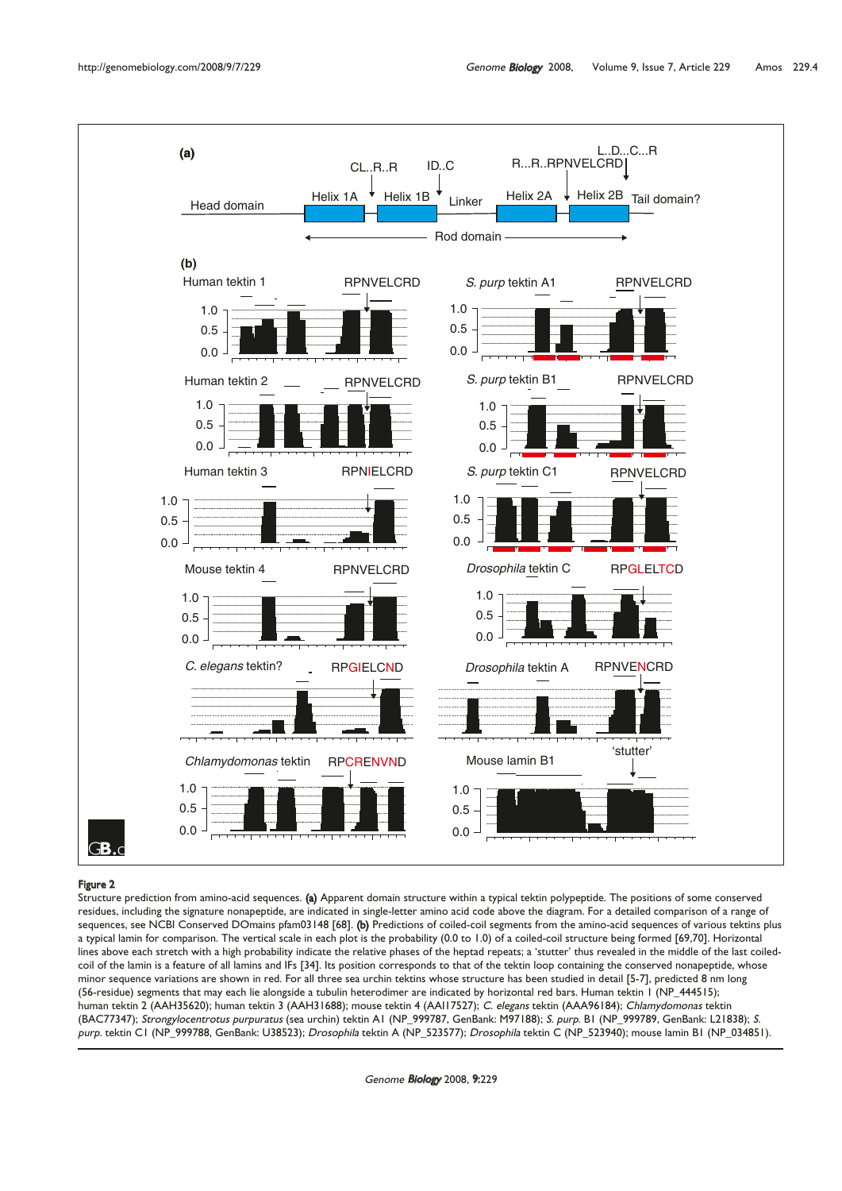**Figure 2**

Structure prediction from amino-acid sequences. **(a)** Apparent domain structure within a typical tektin polypeptide. The positions of some conserved residues, including the signature nonapeptide, are indicated in single-letter amino acid code above the diagram. For a detailed comparison of a range of sequences, see NCBI Conserved DOmains pfam03148 [68]. **(b)** Predictions of coiled-coil segments from the amino-acid sequences of various tektins plus a typical lamin for comparison. The vertical scale in each plot is the probability (0.0 to 1.0) of a coiled-coil structure being formed [69,70]. Horizontal lines above each stretch with a high probability indicate the relative phases of the heptad repeats; a 'stutter' thus revealed in the middle of the last coiled-coil of the lamin is a feature of all lamins and IFs [34]. Its position corresponds to that of the tektin loop containing the conserved nonapeptide, whose minor sequence variations are shown in red. For all three sea urchin tektins whose structure has been studied in detail [5-7], predicted 8 nm long (56-residue) segments that may each lie alongside a tubulin heterodimer are indicated by horizontal red bars. Human tektin 1 (NP_444515); human tektin 2 (AAH35620); human tektin 3 (AAH31688); mouse tektin 4 (AAI17527); *C. elegans* tektin (AAA96184); *Chlamydomonas* tektin (BAC77347); *Strongylocentrotus purpuratus* (sea urchin) tektin A1 (NP_999787, GenBank: M97188); *S. purp.* B1 (NP_999789, GenBank: L21838); *S. purp.* tektin C1 (NP_999788, GenBank: U38523); *Drosophila* tektin A (NP_523577); *Drosophila* tektin C (NP_523940); mouse lamin B1 (NP_034851).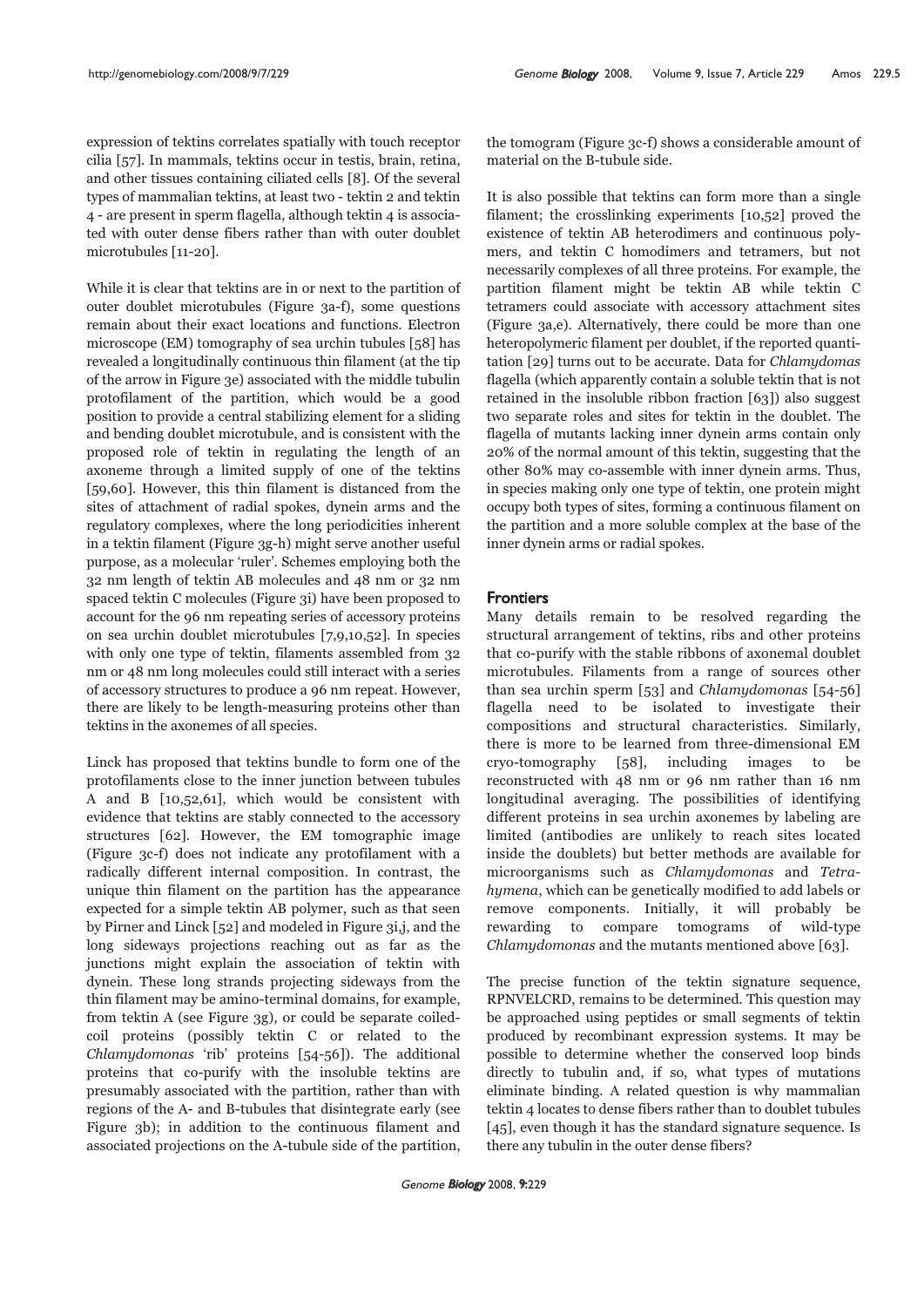expression of tektins correlates spatially with touch receptor cilia [57]. In mammals, tektins occur in testis, brain, retina, and other tissues containing ciliated cells [8]. Of the several types of mammalian tektins, at least two - tektin 2 and tektin 4 - are present in sperm flagella, although tektin 4 is associated with outer dense fibers rather than with outer doublet microtubules [11-20].

While it is clear that tektins are in or next to the partition of outer doublet microtubules (Figure 3a-f), some questions remain about their exact locations and functions. Electron microscope (EM) tomography of sea urchin tubules [58] has revealed a longitudinally continuous thin filament (at the tip of the arrow in Figure 3e) associated with the middle tubulin protofilament of the partition, which would be a good position to provide a central stabilizing element for a sliding and bending doublet microtubule, and is consistent with the proposed role of tektin in regulating the length of an axoneme through a limited supply of one of the tektins [59,60]. However, this thin filament is distanced from the sites of attachment of radial spokes, dynein arms and the regulatory complexes, where the long periodicities inherent in a tektin filament (Figure 3g-h) might serve another useful purpose, as a molecular 'ruler'. Schemes employing both the 32 nm length of tektin AB molecules and 48 nm or 32 nm spaced tektin C molecules (Figure 3i) have been proposed to account for the 96 nm repeating series of accessory proteins on sea urchin doublet microtubules [7,9,10,52]. In species with only one type of tektin, filaments assembled from 32 nm or 48 nm long molecules could still interact with a series of accessory structures to produce a 96 nm repeat. However, there are likely to be length-measuring proteins other than tektins in the axonemes of all species.

Linck has proposed that tektins bundle to form one of the protofilaments close to the inner junction between tubules A and B [10,52,61], which would be consistent with evidence that tektins are stably connected to the accessory structures [62]. However, the EM tomographic image (Figure 3c-f) does not indicate any protofilament with a radically different internal composition. In contrast, the unique thin filament on the partition has the appearance expected for a simple tektin AB polymer, such as that seen by Pirner and Linck [52] and modeled in Figure 3i,j, and the long sideways projections reaching out as far as the junctions might explain the association of tektin with dynein. These long strands projecting sideways from the thin filament may be amino-terminal domains, for example, from tektin A (see Figure 3g), or could be separate coiled-coil proteins (possibly tektin C or related to the *Chlamydomonas* 'rib' proteins [54-56]). The additional proteins that co-purify with the insoluble tektins are presumably associated with the partition, rather than with regions of the A- and B-tubules that disintegrate early (see Figure 3b); in addition to the continuous filament and associated projections on the A-tubule side of the partition, the tomogram (Figure 3c-f) shows a considerable amount of material on the B-tubule side.

It is also possible that tektins can form more than a single filament; the crosslinking experiments [10,52] proved the existence of tektin AB heterodimers and continuous polymers, and tektin C homodimers and tetramers, but not necessarily complexes of all three proteins. For example, the partition filament might be tektin AB while tektin C tetramers could associate with accessory attachment sites (Figure 3a,e). Alternatively, there could be more than one heteropolymeric filament per doublet, if the reported quantitation [29] turns out to be accurate. Data for *Chlamydomas* flagella (which apparently contain a soluble tektin that is not retained in the insoluble ribbon fraction [63]) also suggest two separate roles and sites for tektin in the doublet. The flagella of mutants lacking inner dynein arms contain only 20% of the normal amount of this tektin, suggesting that the other 80% may co-assemble with inner dynein arms. Thus, in species making only one type of tektin, one protein might occupy both types of sites, forming a continuous filament on the partition and a more soluble complex at the base of the inner dynein arms or radial spokes.

## Frontiers

Many details remain to be resolved regarding the structural arrangement of tektins, ribs and other proteins that co-purify with the stable ribbons of axonemal doublet microtubules. Filaments from a range of sources other than sea urchin sperm [53] and *Chlamydomonas* [54-56] flagella need to be isolated to investigate their compositions and structural characteristics. Similarly, there is more to be learned from three-dimensional EM cryo-tomography [58], including images to be reconstructed with 48 nm or 96 nm rather than 16 nm longitudinal averaging. The possibilities of identifying different proteins in sea urchin axonemes by labeling are limited (antibodies are unlikely to reach sites located inside the doublets) but better methods are available for microorganisms such as *Chlamydomonas* and *Tetrahymena*, which can be genetically modified to add labels or remove components. Initially, it will probably be rewarding to compare tomograms of wild-type *Chlamydomonas* and the mutants mentioned above [63].

The precise function of the tektin signature sequence, RPNVELCRD, remains to be determined. This question may be approached using peptides or small segments of tektin produced by recombinant expression systems. It may be possible to determine whether the conserved loop binds directly to tubulin and, if so, what types of mutations eliminate binding. A related question is why mammalian tektin 4 locates to dense fibers rather than to doublet tubules [45], even though it has the standard signature sequence. Is there any tubulin in the outer dense fibers?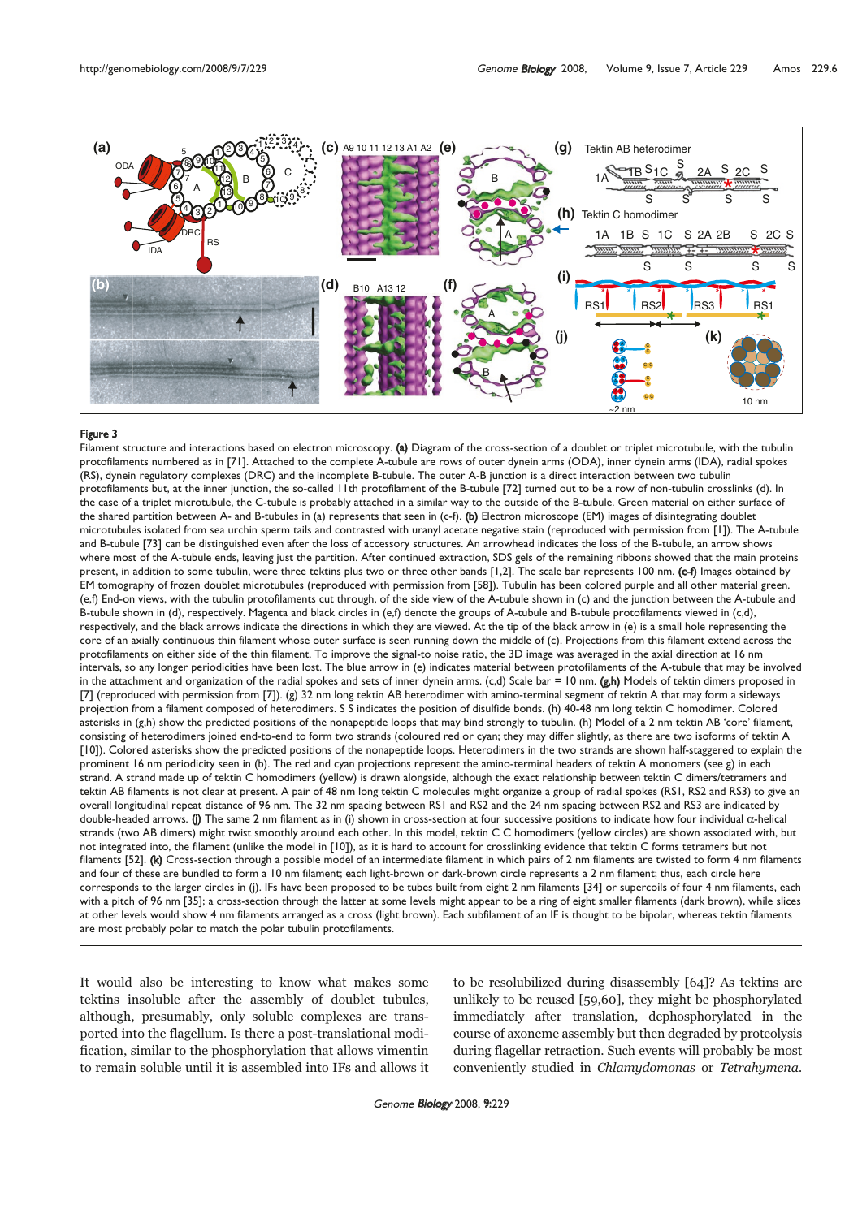**Figure 3**

Filament structure and interactions based on electron microscopy. **(a)** Diagram of the cross-section of a doublet or triplet microtubule, with the tubulin protofilaments numbered as in [71]. Attached to the complete A-tubule are rows of outer dynein arms (ODA), inner dynein arms (IDA), radial spokes (RS), dynein regulatory complexes (DRC) and the incomplete B-tubule. The outer A-B junction is a direct interaction between two tubulin protofilaments but, at the inner junction, the so-called 11th protofilament of the B-tubule [72] turned out to be a row of non-tubulin crosslinks (d). In the case of a triplet microtubule, the C-tubule is probably attached in a similar way to the outside of the B-tubule. Green material on either surface of the shared partition between A- and B-tubules in (a) represents that seen in (c-f). **(b)** Electron microscope (EM) images of disintegrating doublet microtubules isolated from sea urchin sperm tails and contrasted with uranyl acetate negative stain (reproduced with permission from [1]). The A-tubule and B-tubule [73] can be distinguished even after the loss of accessory structures. An arrowhead indicates the loss of the B-tubule, an arrow shows where most of the A-tubule ends, leaving just the partition. After continued extraction, SDS gels of the remaining ribbons showed that the main proteins present, in addition to some tubulin, were three tektins plus two or three other bands [1,2]. The scale bar represents 100 nm. **(c-f)** Images obtained by EM tomography of frozen doublet microtubules (reproduced with permission from [58]). Tubulin has been colored purple and all other material green. (e,f) End-on views, with the tubulin protofilaments cut through, of the side view of the A-tubule shown in (c) and the junction between the A-tubule and B-tubule shown in (d), respectively. Magenta and black circles in (e,f) denote the groups of A-tubule and B-tubule protofilaments viewed in (c,d), respectively, and the black arrows indicate the directions in which they are viewed. At the tip of the black arrow in (e) is a small hole representing the core of an axially continuous thin filament whose outer surface is seen running down the middle of (c). Projections from this filament extend across the protofilaments on either side of the thin filament. To improve the signal-to-noise ratio, the 3D image was averaged in the axial direction at 16 nm intervals, so any longer periodicities have been lost. The blue arrow in (e) indicates material between protofilaments of the A-tubule that may be involved in the attachment and organization of the radial spokes and sets of inner dynein arms. (c,d) Scale bar = 10 nm. **(g,h)** Models of tektin dimers proposed in [7] (reproduced with permission from [7]). (g) 32 nm long tektin AB heterodimer with amino-terminal segment of tektin A that may form a sideways projection from a filament composed of heterodimers. S S indicates the position of disulfide bonds. (h) 40-48 nm long tektin C homodimer. Colored asterisks in (g,h) show the predicted positions of the nonapeptide loops that may bind strongly to tubulin. **(i)** Model of a 2 nm tektin AB 'core' filament, consisting of heterodimers joined end-to-end to form two strands (coloured red or cyan; they may differ slightly, as there are two isoforms of tektin A [10]). Colored asterisks show the predicted positions of the nonapeptide loops. Heterodimers in the two strands are shown half-staggered to explain the prominent 16 nm periodicity seen in (b). The red and cyan projections represent the amino-terminal headers of tektin A monomers (see g) in each strand. A strand made up of tektin C homodimers (yellow) is drawn alongside, although the exact relationship between tektin C dimers/tetramers and tektin AB filaments is not clear at present. A pair of 48 nm long tektin C molecules might organize a group of radial spokes (RS1, RS2 and RS3) to give an overall longitudinal repeat distance of 96 nm. The 32 nm spacing between RS1 and RS2 and the 24 nm spacing between RS2 and RS3 are indicated by double-headed arrows. **(j)** The same 2 nm filament as in (i) shown in cross-section at four successive positions to indicate how four individual α-helical strands (two AB dimers) might twist smoothly around each other. In this model, tektin C C homodimers (yellow circles) are shown associated with, but not integrated into, the filament (unlike the model in [10]), as it is hard to account for crosslinking evidence that tektin C forms tetramers but not filaments [52]. **(k)** Cross-section through a possible model of an intermediate filament in which pairs of 2 nm filaments are twisted to form 4 nm filaments and four of these are bundled to form a 10 nm filament; each light-brown or dark-brown circle represents a 2 nm filament; thus, each circle here corresponds to the larger circles in (j). IFs have been proposed to be tubes built from eight 2 nm filaments [34] or supercoils of four 4 nm filaments, each with a pitch of 96 nm [35]; a cross-section through the latter at some levels might appear to be a ring of eight smaller filaments (dark brown), while slices at other levels would show 4 nm filaments arranged as a cross (light brown). Each subfilament of an IF is thought to be bipolar, whereas tektin filaments are most probably polar to match the polar tubulin protofilaments.

It would also be interesting to know what makes some tektins insoluble after the assembly of doublet tubules, although, presumably, only soluble complexes are transported into the flagellum. Is there a post-translational modification, similar to the phosphorylation that allows vimentin to remain soluble until it is assembled into IFs and allows it to be resolubilized during disassembly [64]? As tektins are unlikely to be reused [59,60], they might be phosphorylated immediately after translation, dephosphorylated in the course of axoneme assembly but then degraded by proteolysis during flagellar retraction. Such events will probably be most conveniently studied in *Chlamydomonas* or *Tetrahymena*.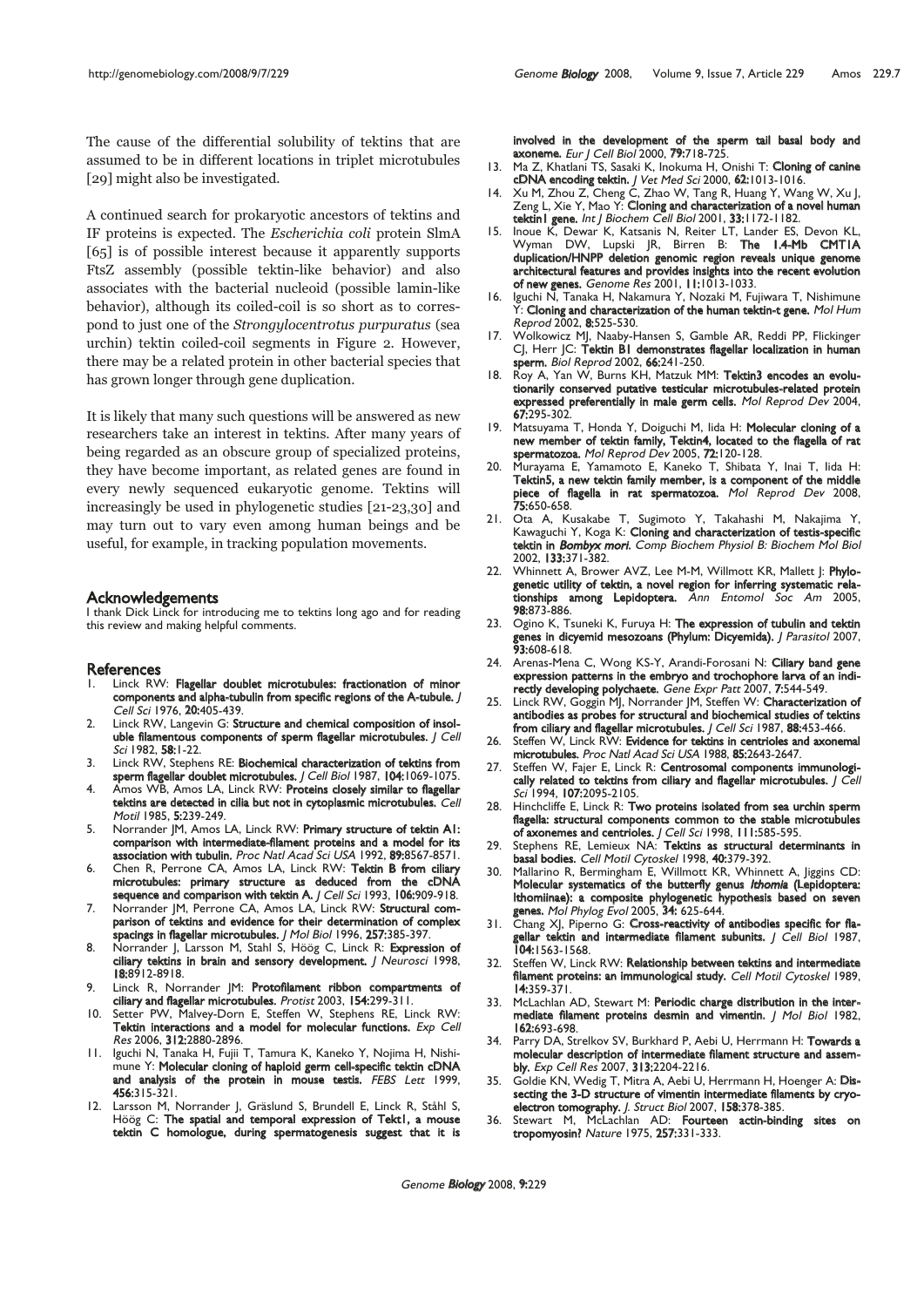The cause of the differential solubility of tektins that are assumed to be in different locations in triplet microtubules [29] might also be investigated.

A continued search for prokaryotic ancestors of tektins and IF proteins is expected. The *Escherichia coli* protein SlmA [65] is of possible interest because it apparently supports FtsZ assembly (possible tektin-like behavior) and also associates with the bacterial nucleoid (possible lamin-like behavior), although its coiled-coil is so short as to correspond to just one of the *Strongylocentrotus purpuratus* (sea urchin) tektin coiled-coil segments in Figure 2. However, there may be a related protein in other bacterial species that has grown longer through gene duplication.

It is likely that many such questions will be answered as new researchers take an interest in tektins. After many years of being regarded as an obscure group of specialized proteins, they have become important, as related genes are found in every newly sequenced eukaryotic genome. Tektins will increasingly be used in phylogenetic studies [21-23,30] and may turn out to vary even among human beings and be useful, for example, in tracking population movements.

## Acknowledgements

I thank Dick Linck for introducing me to tektins long ago and for reading this review and making helpful comments.

## References

1. Linck RW: **Flagellar doublet microtubules: fractionation of minor components and alpha-tubulin from specific regions of the A-tubule.** *J Cell Sci* 1976, **20:**405-439.
2. Linck RW, Langevin G: **Structure and chemical composition of insoluble filamentous components of sperm flagellar microtubules.** *J Cell Sci* 1982, **58:**1-22.
3. Linck RW, Stephens RE: **Biochemical characterization of tektins from sperm flagellar doublet microtubules.** *J Cell Biol* 1987, **104:**1069-1075.
4. Amos WB, Amos LA, Linck RW: **Proteins closely similar to flagellar tektins are detected in cilia but not in cytoplasmic microtubules.** *Cell Motil* 1985, **5:**239-249.
5. Norrander JM, Amos LA, Linck RW: **Primary structure of tektin A1: comparison with intermediate-filament proteins and a model for its association with tubulin.** *Proc Natl Acad Sci USA* 1992, **89:**8567-8571.
6. Chen R, Perrone CA, Amos LA, Linck RW: **Tektin B from ciliary microtubules: primary structure as deduced from the cDNA sequence and comparison with tektin A.** *J Cell Sci* 1993, **106:**909-918.
7. Norrander JM, Perrone CA, Amos LA, Linck RW: **Structural comparison of tektins and evidence for their determination of complex spacings in flagellar microtubules.** *J Mol Biol* 1996, **257:**385-397.
8. Norrander J, Larsson M, Stahl S, Höög C, Linck R: **Expression of ciliary tektins in brain and sensory development.** *J Neurosci* 1998, **18:**8912-8918.
9. Linck R, Norrander JM: **Protofilament ribbon compartments of ciliary and flagellar microtubules.** *Protist* 2003, **154:**299-311.
10. Setter PW, Malvey-Dorn E, Steffen W, Stephens RE, Linck RW: **Tektin interactions and a model for molecular functions.** *Exp Cell Res* 2006, **312:**2880-2896.
11. Iguchi N, Tanaka H, Fujii T, Tamura K, Kaneko Y, Nojima H, Nishimune Y: **Molecular cloning of haploid germ cell-specific tektin cDNA and analysis of the protein in mouse testis.** *FEBS Lett* 1999, **456:**315-321.
12. Larsson M, Norrander J, Gräslund S, Brundell E, Linck R, Ståhl S, Höög C: **The spatial and temporal expression of Tekt1, a mouse tektin C homologue, during spermatogenesis suggest that it is involved in the development of the sperm tail basal body and axoneme.** *Eur J Cell Biol* 2000, **79:**718-725.
13. Ma Z, Khatlani TS, Sasaki K, Inokuma H, Onishi T: **Cloning of canine cDNA encoding tektin.** *J Vet Med Sci* 2000, **62:**1013-1016.
14. Xu M, Zhou Z, Cheng C, Zhao W, Tang R, Huang Y, Wang W, Xu J, Zeng L, Xie Y, Mao Y: **Cloning and characterization of a novel human tektin1 gene.** *Int J Biochem Cell Biol* 2001, **33:**1172-1182.
15. Inoue K, Dewar K, Katsanis N, Reiter LT, Lander ES, Devon KL, Wyman DW, Lupski JR, Birren B: **The 1.4-Mb CMT1A duplication/HNPP deletion genomic region reveals unique genome architectural features and provides insights into the recent evolution of new genes.** *Genome Res* 2001, **11:**1013-1033.
16. Iguchi N, Tanaka H, Nakamura Y, Nozaki M, Fujiwara T, Nishimune Y: **Cloning and characterization of the human tektin-t gene.** *Mol Hum Reprod* 2002, **8:**525-530.
17. Wolkowicz MJ, Naaby-Hansen S, Gamble AR, Reddi PP, Flickinger CJ, Herr JC: **Tektin B1 demonstrates flagellar localization in human sperm.** *Biol Reprod* 2002, **66:**241-250.
18. Roy A, Yan W, Burns KH, Matzuk MM: **Tektin3 encodes an evolutionarily conserved putative testicular microtubules-related protein expressed preferentially in male germ cells.** *Mol Reprod Dev* 2004, **67:**295-302.
19. Matsuyama T, Honda Y, Doiguchi M, Iida H: **Molecular cloning of a new member of tektin family, Tektin4, located to the flagella of rat spermatozoa.** *Mol Reprod Dev* 2005, **72:**120-128.
20. Murayama E, Yamamoto E, Kaneko T, Shibata Y, Inai T, Iida H: **Tektin5, a new tektin family member, is a component of the middle piece of flagella in rat spermatozoa.** *Mol Reprod Dev* 2008, **75:**650-658.
21. Ota A, Kusakabe T, Sugimoto Y, Takahashi M, Nakajima Y, Kawaguchi Y, Koga K: **Cloning and characterization of testis-specific tektin in *Bombyx mori*.** *Comp Biochem Physiol B: Biochem Mol Biol* 2002, **133:**371-382.
22. Whinnett A, Brower AVZ, Lee M-M, Willmott KR, Mallett J: **Phylogenetic utility of tektin, a novel region for inferring systematic relationships among Lepidoptera.** *Ann Entomol Soc Am* 2005, **98:**873-886.
23. Ogino K, Tsuneki K, Furuya H: **The expression of tubulin and tektin genes in dicyemid mesozoans (Phylum: Dicyemida).** *J Parasitol* 2007, **93:**608-618.
24. Arenas-Mena C, Wong KS-Y, Arandi-Forosani N: **Ciliary band gene expression patterns in the embryo and trochophore larva of an indirectly developing polychaete.** *Gene Expr Patt* 2007, **7:**544-549.
25. Linck RW, Goggin MJ, Norrander JM, Steffen W: **Characterization of antibodies as probes for structural and biochemical studies of tektins from ciliary and flagellar microtubules.** *J Cell Sci* 1987, **88:**453-466.
26. Steffen W, Linck RW: **Evidence for tektins in centrioles and axonemal microtubules.** *Proc Natl Acad Sci USA* 1988, **85:**2643-2647.
27. Steffen W, Fajer E, Linck R: **Centrosomal components immunologically related to tektins from ciliary and flagellar microtubules.** *J Cell Sci* 1994, **107:**2095-2105.
28. Hinchcliffe E, Linck R: **Two proteins isolated from sea urchin sperm flagella: structural components common to the stable microtubules of axonemes and centrioles.** *J Cell Sci* 1998, **111:**585-595.
29. Stephens RE, Lemieux NA: **Tektins as structural determinants in basal bodies.** *Cell Motil Cytoskel* 1998, **40:**379-392.
30. Mallarino R, Bermingham E, Willmott KR, Whinnett A, Jiggins CD: **Molecular systematics of the butterfly genus *Ithomia* (Lepidoptera: Ithomiinae): a composite phylogenetic hypothesis based on seven genes.** *Mol Phylog Evol* 2005, **34:** 625-644.
31. Chang XJ, Piperno G: **Cross-reactivity of antibodies specific for flagellar tektin and intermediate filament subunits.** *J Cell Biol* 1987, **104:**1563-1568.
32. Steffen W, Linck RW: **Relationship between tektins and intermediate filament proteins: an immunological study.** *Cell Motil Cytoskel* 1989, **14:**359-371.
33. McLachlan AD, Stewart M: **Periodic charge distribution in the intermediate filament proteins desmin and vimentin.** *J Mol Biol* 1982, **162:**693-698.
34. Parry DA, Strelkov SV, Burkhard P, Aebi U, Herrmann H: **Towards a molecular description of intermediate filament structure and assembly.** *Exp Cell Res* 2007, **313:**2204-2216.
35. Goldie KN, Wedig T, Mitra A, Aebi U, Herrmann H, Hoenger A: **Dissecting the 3-D structure of vimentin intermediate filaments by cryo-electron tomography.** *J. Struct Biol* 2007, **158:**378-385.
36. Stewart M, McLachlan AD: **Fourteen actin-binding sites on tropomyosin?** *Nature* 1975, **257:**331-333.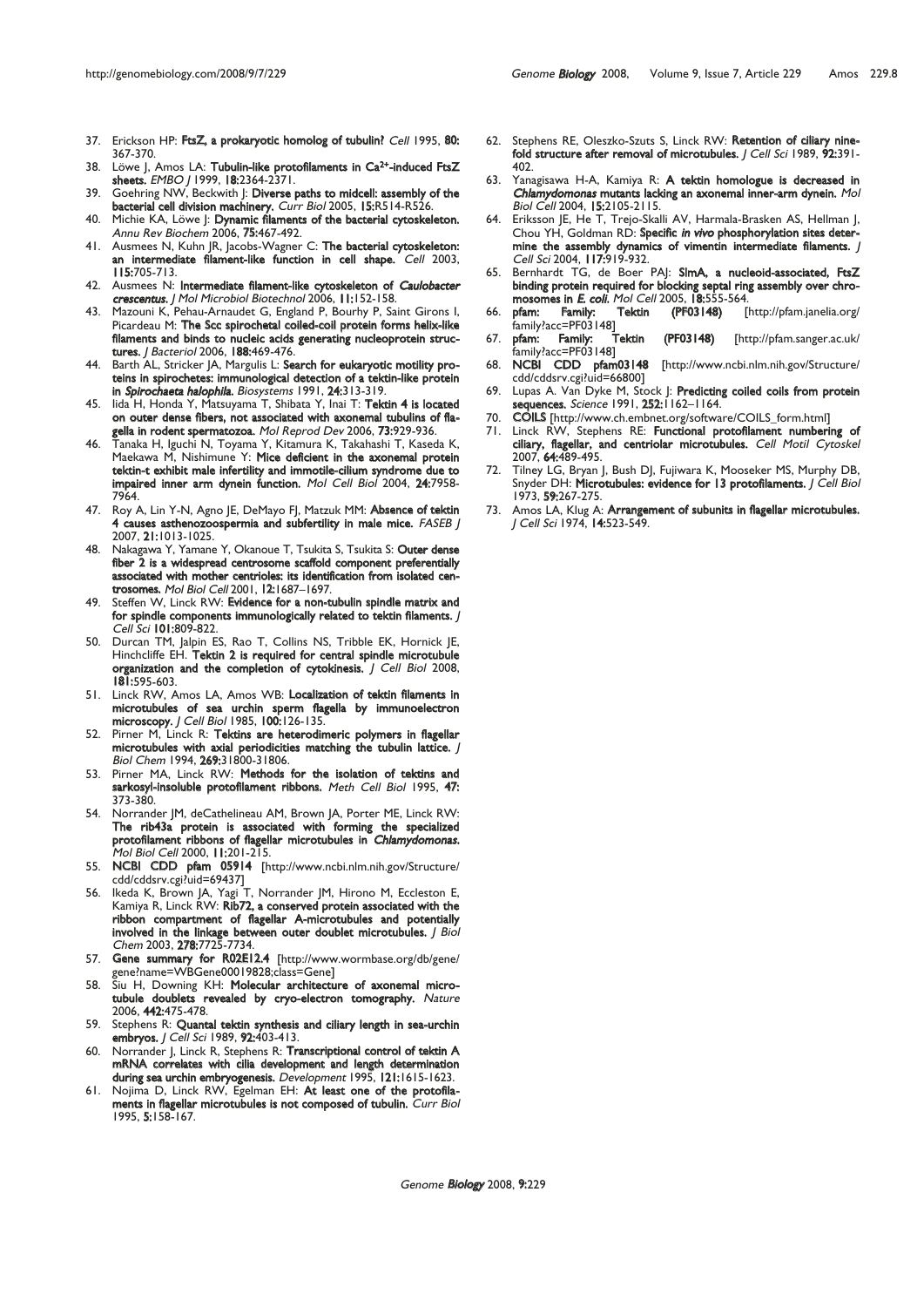37. Erickson HP: **FtsZ, a prokaryotic homolog of tubulin?** *Cell* 1995, **80:** 367-370.
38. Löwe J, Amos LA: **Tubulin-like protofilaments in $Ca^{2+}$-induced FtsZ sheets.** *EMBO J* 1999, **18:**2364-2371.
39. Goehring NW, Beckwith J: **Diverse paths to midcell: assembly of the bacterial cell division machinery.** *Curr Biol* 2005, **15:**R514-R526.
40. Michie KA, Löwe J: **Dynamic filaments of the bacterial cytoskeleton.** *Annu Rev Biochem* 2006, **75:**467-492.
41. Ausmees N, Kuhn JR, Jacobs-Wagner C: **The bacterial cytoskeleton: an intermediate filament-like function in cell shape.** *Cell* 2003, **115:**705-713.
42. Ausmees N: **Intermediate filament-like cytoskeleton of *Caulobacter crescentus*.** *J Mol Microbiol Biotechnol* 2006, **11:**152-158.
43. Mazouni K, Pehau-Arnaudet G, England P, Bourhy P, Saint Girons I, Picardeau M: **The Scc spirochetal coiled-coil protein forms helix-like filaments and binds to nucleic acids generating nucleoprotein structures.** *J Bacteriol* 2006, **188:**469-476.
44. Barth AL, Stricker JA, Margulis L: **Search for eukaryotic motility proteins in spirochetes: immunological detection of a tektin-like protein in *Spirochaeta halophila*.** *Biosystems* 1991, **24:**313-319.
45. Iida H, Honda Y, Matsuyama T, Shibata Y, Inai T: **Tektin 4 is located on outer dense fibers, not associated with axonemal tubulins of flagella in rodent spermatozoa.** *Mol Reprod Dev* 2006, **73:**929-936.
46. Tanaka H, Iguchi N, Toyama Y, Kitamura K, Takahashi T, Kaseda K, Maekawa M, Nishimune Y: **Mice deficient in the axonemal protein tektin-t exhibit male infertility and immotile-cilium syndrome due to impaired inner arm dynein function.** *Mol Cell Biol* 2004, **24:**7958-7964.
47. Roy A, Lin Y-N, Agno JE, DeMayo FJ, Matzuk MM: **Absence of tektin 4 causes asthenozoospermia and subfertility in male mice.** *FASEB J* 2007, **21:**1013-1025.
48. Nakagawa Y, Yamane Y, Okanoue T, Tsukita S, Tsukita S: **Outer dense fiber 2 is a widespread centrosome scaffold component preferentially associated with mother centrioles: its identification from isolated centrosomes.** *Mol Biol Cell* 2001, **12:**1687–1697.
49. Steffen W, Linck RW: **Evidence for a non-tubulin spindle matrix and for spindle components immunologically related to tektin filaments.** *J Cell Sci* **101:**809-822.
50. Durcan TM, Jalpin ES, Rao T, Collins NS, Tribble EK, Hornick JE, Hinchcliffe EH. **Tektin 2 is required for central spindle microtubule organization and the completion of cytokinesis.** *J Cell Biol* 2008, **181:**595-603.
51. Linck RW, Amos LA, Amos WB: **Localization of tektin filaments in microtubules of sea urchin sperm flagella by immunoelectron microscopy.** *J Cell Biol* 1985, **100:**126-135.
52. Pirner M, Linck R: **Tektins are heterodimeric polymers in flagellar microtubules with axial periodicities matching the tubulin lattice.** *J Biol Chem* 1994, **269:**31800-31806.
53. Pirner MA, Linck RW: **Methods for the isolation of tektins and sarkosyl-insoluble protofilament ribbons.** *Meth Cell Biol* 1995, **47:** 373-380.
54. Norrander JM, deCathelineau AM, Brown JA, Porter ME, Linck RW: **The rib43a protein is associated with forming the specialized protofilament ribbons of flagellar microtubules in *Chlamydomonas*.** *Mol Biol Cell* 2000, **11:**201-215.
55. **NCBI CDD pfam 05914** [http://www.ncbi.nlm.nih.gov/Structure/cdd/cddsrv.cgi?uid=69437]
56. Ikeda K, Brown JA, Yagi T, Norrander JM, Hirono M, Eccleston E, Kamiya R, Linck RW: **Rib72, a conserved protein associated with the ribbon compartment of flagellar A-microtubules and potentially involved in the linkage between outer doublet microtubules.** *J Biol Chem* 2003, **278:**7725-7734.
57. **Gene summary for R02E12.4** [http://www.wormbase.org/db/gene/gene?name=WBGene00019828;class=Gene]
58. Siu H, Downing KH: **Molecular architecture of axonemal microtubule doublets revealed by cryo-electron tomography.** *Nature* 2006, **442:**475-478.
59. Stephens R: **Quantal tektin synthesis and ciliary length in sea-urchin embryos.** *J Cell Sci* 1989, **92:**403-413.
60. Norrander J, Linck R, Stephens R: **Transcriptional control of tektin A mRNA correlates with cilia development and length determination during sea urchin embryogenesis.** *Development* 1995, **121:**1615-1623.
61. Nojima D, Linck RW, Egelman EH: **At least one of the protofilaments in flagellar microtubules is not composed of tubulin.** *Curr Biol* 1995, **5:**158-167.
62. Stephens RE, Oleszko-Szuts S, Linck RW: **Retention of ciliary ninefold structure after removal of microtubules.** *J Cell Sci* 1989, **92:**391-402.
63. Yanagisawa H-A, Kamiya R: **A tektin homologue is decreased in *Chlamydomonas* mutants lacking an axonemal inner-arm dynein.** *Mol Biol Cell* 2004, **15:**2105-2115.
64. Eriksson JE, He T, Trejo-Skalli AV, Harmala-Brasken AS, Hellman J, Chou YH, Goldman RD: **Specific *in vivo* phosphorylation sites determine the assembly dynamics of vimentin intermediate filaments.** *J Cell Sci* 2004, **117:**919-932.
65. Bernhardt TG, de Boer PAJ: **SlmA, a nucleoid-associated, FtsZ binding protein required for blocking septal ring assembly over chromosomes in *E. coli*.** *Mol Cell* 2005, **18:**555-564.
66. **pfam: Family: Tektin (PF03148)** [http://pfam.janelia.org/family?acc=PF03148]
67. **pfam: Family: Tektin (PF03148)** [http://pfam.sanger.ac.uk/family?acc=PF03148]
68. **NCBI CDD pfam03148** [http://www.ncbi.nlm.nih.gov/Structure/cdd/cddsrv.cgi?uid=66800]
69. Lupas A. Van Dyke M, Stock J: **Predicting coiled coils from protein sequences.** *Science* 1991, **252:**1162–1164.
70. **COILS** [http://www.ch.embnet.org/software/COILS_form.html]
71. Linck RW, Stephens RE: **Functional protofilament numbering of ciliary, flagellar, and centriolar microtubules.** *Cell Motil Cytoskel* 2007, **64:**489-495.
72. Tilney LG, Bryan J, Bush DJ, Fujiwara K, Mooseker MS, Murphy DB, Snyder DH: **Microtubules: evidence for 13 protofilaments.** *J Cell Biol* 1973, **59:**267-275.
73. Amos LA, Klug A: **Arrangement of subunits in flagellar microtubules.** *J Cell Sci* 1974, **14:**523-549.